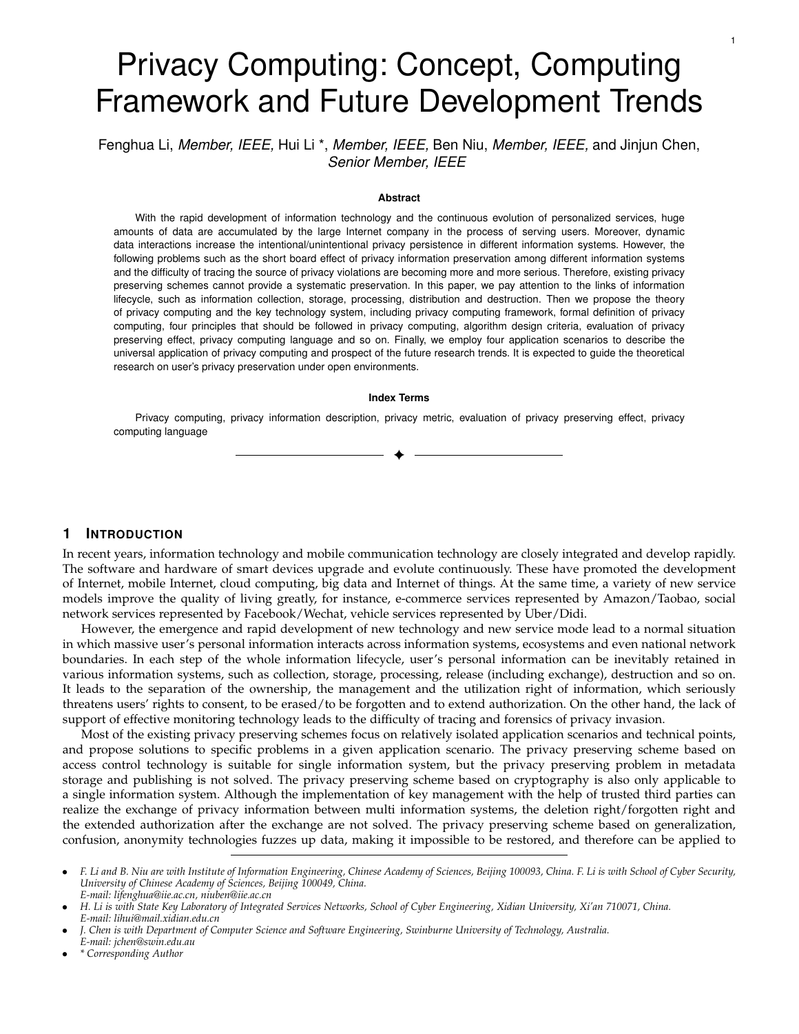# Privacy Computing: Concept, Computing Framework and Future Development Trends

Fenghua Li, *Member, IEEE,* Hui Li *, *Member, IEEE,* Ben Niu, *Member, IEEE,* and Jinjun Chen, *Senior Member, IEEE*

**Abstract**

With the rapid development of information technology and the continuous evolution of personalized services, huge amounts of data are accumulated by the large Internet company in the process of serving users. Moreover, dynamic data interactions increase the intentional/unintentional privacy persistence in different information systems. However, the following problems such as the short board effect of privacy information preservation among different information systems and the difficulty of tracing the source of privacy violations are becoming more and more serious. Therefore, existing privacy preserving schemes cannot provide a systematic preservation. In this paper, we pay attention to the links of information lifecycle, such as information collection, storage, processing, distribution and destruction. Then we propose the theory of privacy computing and the key technology system, including privacy computing framework, formal definition of privacy computing, four principles that should be followed in privacy computing, algorithm design criteria, evaluation of privacy preserving effect, privacy computing language and so on. Finally, we employ four application scenarios to describe the universal application of privacy computing and prospect of the future research trends. It is expected to guide the theoretical research on user's privacy preservation under open environments.

**Index Terms**

Privacy computing, privacy information description, privacy metric, evaluation of privacy preserving effect, privacy computing language

## 1 Introduction

In recent years, information technology and mobile communication technology are closely integrated and develop rapidly. The software and hardware of smart devices upgrade and evolute continuously. These have promoted the development of Internet, mobile Internet, cloud computing, big data and Internet of things. At the same time, a variety of new service models improve the quality of living greatly, for instance, e-commerce services represented by Amazon/Taobao, social network services represented by Facebook/Wechat, vehicle services represented by Uber/Didi.

However, the emergence and rapid development of new technology and new service mode lead to a normal situation in which massive user's personal information interacts across information systems, ecosystems and even national network boundaries. In each step of the whole information lifecycle, user's personal information can be inevitably retained in various information systems, such as collection, storage, processing, release (including exchange), destruction and so on. It leads to the separation of the ownership, the management and the utilization right of information, which seriously threatens users' rights to consent, to be erased/to be forgotten and to extend authorization. On the other hand, the lack of support of effective monitoring technology leads to the difficulty of tracing and forensics of privacy invasion.

Most of the existing privacy preserving schemes focus on relatively isolated application scenarios and technical points, and propose solutions to specific problems in a given application scenario. The privacy preserving scheme based on access control technology is suitable for single information system, but the privacy preserving problem in metadata storage and publishing is not solved. The privacy preserving scheme based on cryptography is also only applicable to a single information system. Although the implementation of key management with the help of trusted third parties can realize the exchange of privacy information between multi information systems, the deletion right/forgotten right and the extended authorization after the exchange are not solved. The privacy preserving scheme based on generalization, confusion, anonymity technologies fuzzes up data, making it impossible to be restored, and therefore can be applied to

---

- *F. Li and B. Niu are with Institute of Information Engineering, Chinese Academy of Sciences, Beijing 100093, China. F. Li is with School of Cyber Security, University of Chinese Academy of Sciences, Beijing 100049, China.*
  *E-mail: lifenghua@iie.ac.cn, niuben@iie.ac.cn*
- *H. Li is with State Key Laboratory of Integrated Services Networks, School of Cyber Engineering, Xidian University, Xi'an 710071, China.*
  *E-mail: lihui@mail.xidian.edu.cn*
- *J. Chen is with Department of Computer Science and Software Engineering, Swinburne University of Technology, Australia.*
  *E-mail: jchen@swin.edu.au*
- *\* Corresponding Author*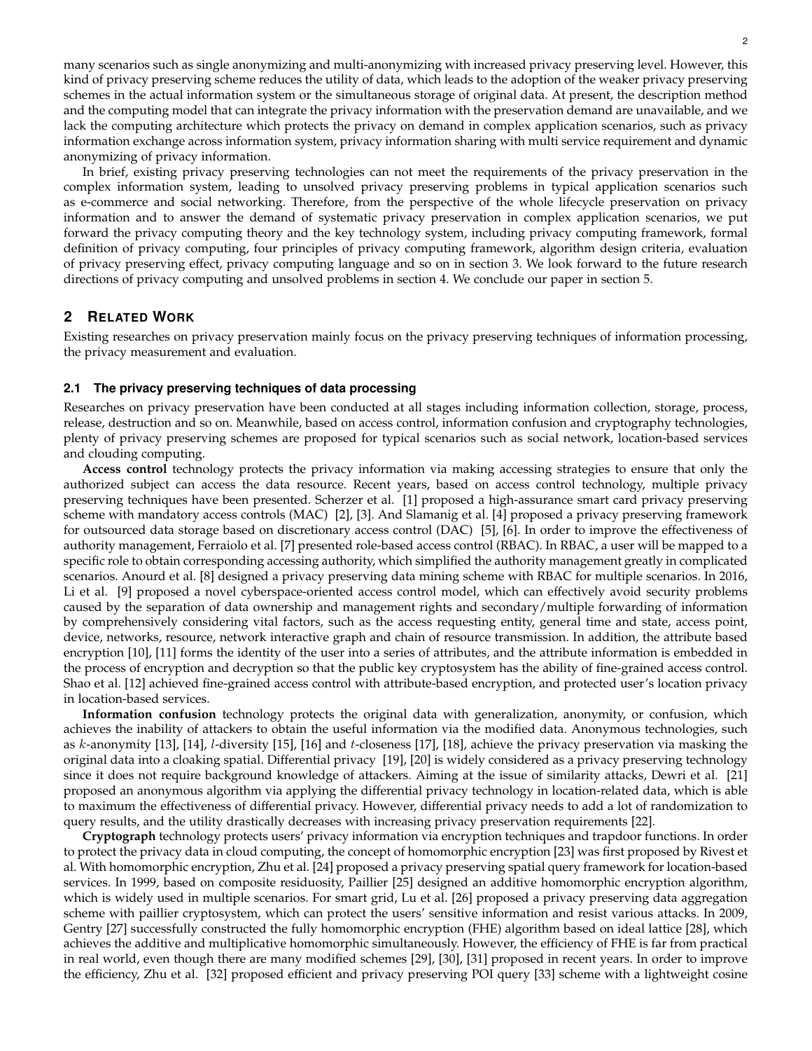many scenarios such as single anonymizing and multi-anonymizing with increased privacy preserving level. However, this kind of privacy preserving scheme reduces the utility of data, which leads to the adoption of the weaker privacy preserving schemes in the actual information system or the simultaneous storage of original data. At present, the description method and the computing model that can integrate the privacy information with the preservation demand are unavailable, and we lack the computing architecture which protects the privacy on demand in complex application scenarios, such as privacy information exchange across information system, privacy information sharing with multi service requirement and dynamic anonymizing of privacy information.

In brief, existing privacy preserving technologies can not meet the requirements of the privacy preservation in the complex information system, leading to unsolved privacy preserving problems in typical application scenarios such as e-commerce and social networking. Therefore, from the perspective of the whole lifecycle preservation on privacy information and to answer the demand of systematic privacy preservation in complex application scenarios, we put forward the privacy computing theory and the key technology system, including privacy computing framework, formal definition of privacy computing, four principles of privacy computing framework, algorithm design criteria, evaluation of privacy preserving effect, privacy computing language and so on in section 3. We look forward to the future research directions of privacy computing and unsolved problems in section 4. We conclude our paper in section 5.

## 2 Related Work

Existing researches on privacy preservation mainly focus on the privacy preserving techniques of information processing, the privacy measurement and evaluation.

### 2.1 The privacy preserving techniques of data processing

Researches on privacy preservation have been conducted at all stages including information collection, storage, process, release, destruction and so on. Meanwhile, based on access control, information confusion and cryptography technologies, plenty of privacy preserving schemes are proposed for typical scenarios such as social network, location-based services and clouding computing.

**Access control** technology protects the privacy information via making accessing strategies to ensure that only the authorized subject can access the data resource. Recent years, based on access control technology, multiple privacy preserving techniques have been presented. Scherzer et al. [1] proposed a high-assurance smart card privacy preserving scheme with mandatory access controls (MAC) [2], [3]. And Slamanig et al. [4] proposed a privacy preserving framework for outsourced data storage based on discretionary access control (DAC) [5], [6]. In order to improve the effectiveness of authority management, Ferraiolo et al. [7] presented role-based access control (RBAC). In RBAC, a user will be mapped to a specific role to obtain corresponding accessing authority, which simplified the authority management greatly in complicated scenarios. Anourd et al. [8] designed a privacy preserving data mining scheme with RBAC for multiple scenarios. In 2016, Li et al. [9] proposed a novel cyberspace-oriented access control model, which can effectively avoid security problems caused by the separation of data ownership and management rights and secondary/multiple forwarding of information by comprehensively considering vital factors, such as the access requesting entity, general time and state, access point, device, networks, resource, network interactive graph and chain of resource transmission. In addition, the attribute based encryption [10], [11] forms the identity of the user into a series of attributes, and the attribute information is embedded in the process of encryption and decryption so that the public key cryptosystem has the ability of fine-grained access control. Shao et al. [12] achieved fine-grained access control with attribute-based encryption, and protected user's location privacy in location-based services.

**Information confusion** technology protects the original data with generalization, anonymity, or confusion, which achieves the inability of attackers to obtain the useful information via the modified data. Anonymous technologies, such as $k$-anonymity [13], [14], $l$-diversity [15], [16] and $t$-closeness [17], [18], achieve the privacy preservation via masking the original data into a cloaking spatial. Differential privacy [19], [20] is widely considered as a privacy preserving technology since it does not require background knowledge of attackers. Aiming at the issue of similarity attacks, Dewri et al. [21] proposed an anonymous algorithm via applying the differential privacy technology in location-related data, which is able to maximum the effectiveness of differential privacy. However, differential privacy needs to add a lot of randomization to query results, and the utility drastically decreases with increasing privacy preservation requirements [22].

**Cryptograph** technology protects users' privacy information via encryption techniques and trapdoor functions. In order to protect the privacy data in cloud computing, the concept of homomorphic encryption [23] was first proposed by Rivest et al. With homomorphic encryption, Zhu et al. [24] proposed a privacy preserving spatial query framework for location-based services. In 1999, based on composite residuosity, Paillier [25] designed an additive homomorphic encryption algorithm, which is widely used in multiple scenarios. For smart grid, Lu et al. [26] proposed a privacy preserving data aggregation scheme with paillier cryptosystem, which can protect the users' sensitive information and resist various attacks. In 2009, Gentry [27] successfully constructed the fully homomorphic encryption (FHE) algorithm based on ideal lattice [28], which achieves the additive and multiplicative homomorphic simultaneously. However, the efficiency of FHE is far from practical in real world, even though there are many modified schemes [29], [30], [31] proposed in recent years. In order to improve the efficiency, Zhu et al. [32] proposed efficient and privacy preserving POI query [33] scheme with a lightweight cosine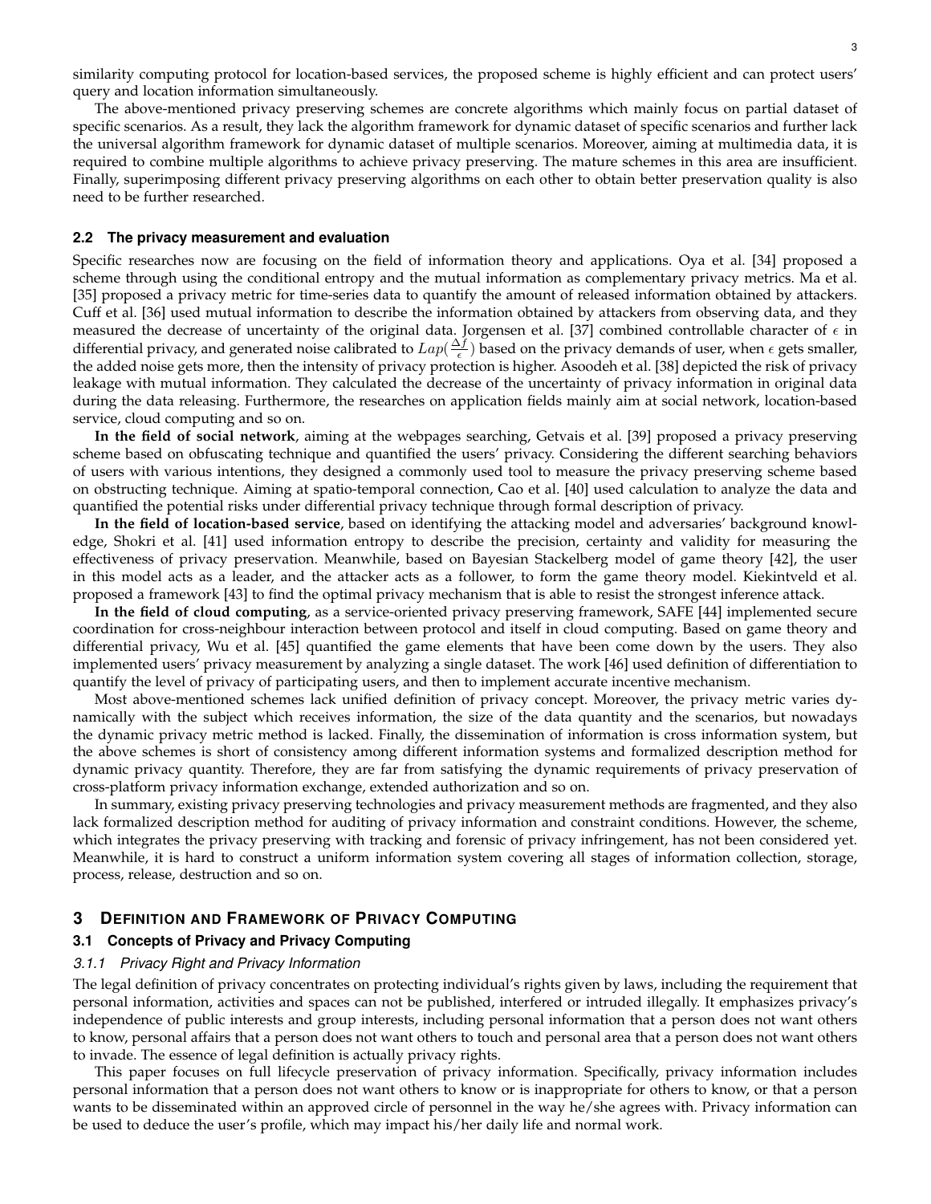similarity computing protocol for location-based services, the proposed scheme is highly efficient and can protect users' query and location information simultaneously.

The above-mentioned privacy preserving schemes are concrete algorithms which mainly focus on partial dataset of specific scenarios. As a result, they lack the algorithm framework for dynamic dataset of specific scenarios and further lack the universal algorithm framework for dynamic dataset of multiple scenarios. Moreover, aiming at multimedia data, it is required to combine multiple algorithms to achieve privacy preserving. The mature schemes in this area are insufficient. Finally, superimposing different privacy preserving algorithms on each other to obtain better preservation quality is also need to be further researched.

### 2.2 The privacy measurement and evaluation

Specific researches now are focusing on the field of information theory and applications. Oya et al. [34] proposed a scheme through using the conditional entropy and the mutual information as complementary privacy metrics. Ma et al. [35] proposed a privacy metric for time-series data to quantify the amount of released information obtained by attackers. Cuff et al. [36] used mutual information to describe the information obtained by attackers from observing data, and they measured the decrease of uncertainty of the original data. Jorgensen et al. [37] combined controllable character of $\epsilon$ in differential privacy, and generated noise calibrated to $Lap(\frac{\Delta f}{\epsilon})$ based on the privacy demands of user, when $\epsilon$ gets smaller, the added noise gets more, then the intensity of privacy protection is higher. Asoodeh et al. [38] depicted the risk of privacy leakage with mutual information. They calculated the decrease of the uncertainty of privacy information in original data during the data releasing. Furthermore, the researches on application fields mainly aim at social network, location-based service, cloud computing and so on.

**In the field of social network**, aiming at the webpages searching, Getvais et al. [39] proposed a privacy preserving scheme based on obfuscating technique and quantified the users' privacy. Considering the different searching behaviors of users with various intentions, they designed a commonly used tool to measure the privacy preserving scheme based on obstructing technique. Aiming at spatio-temporal connection, Cao et al. [40] used calculation to analyze the data and quantified the potential risks under differential privacy technique through formal description of privacy.

**In the field of location-based service**, based on identifying the attacking model and adversaries' background knowledge, Shokri et al. [41] used information entropy to describe the precision, certainty and validity for measuring the effectiveness of privacy preservation. Meanwhile, based on Bayesian Stackelberg model of game theory [42], the user in this model acts as a leader, and the attacker acts as a follower, to form the game theory model. Kiekintveld et al. proposed a framework [43] to find the optimal privacy mechanism that is able to resist the strongest inference attack.

**In the field of cloud computing**, as a service-oriented privacy preserving framework, SAFE [44] implemented secure coordination for cross-neighbour interaction between protocol and itself in cloud computing. Based on game theory and differential privacy, Wu et al. [45] quantified the game elements that have been come down by the users. They also implemented users' privacy measurement by analyzing a single dataset. The work [46] used definition of differentiation to quantify the level of privacy of participating users, and then to implement accurate incentive mechanism.

Most above-mentioned schemes lack unified definition of privacy concept. Moreover, the privacy metric varies dynamically with the subject which receives information, the size of the data quantity and the scenarios, but nowadays the dynamic privacy metric method is lacked. Finally, the dissemination of information is cross information system, but the above schemes is short of consistency among different information systems and formalized description method for dynamic privacy quantity. Therefore, they are far from satisfying the dynamic requirements of privacy preservation of cross-platform privacy information exchange, extended authorization and so on.

In summary, existing privacy preserving technologies and privacy measurement methods are fragmented, and they also lack formalized description method for auditing of privacy information and constraint conditions. However, the scheme, which integrates the privacy preserving with tracking and forensic of privacy infringement, has not been considered yet. Meanwhile, it is hard to construct a uniform information system covering all stages of information collection, storage, process, release, destruction and so on.

## 3 Definition and Framework of Privacy Computing

### 3.1 Concepts of Privacy and Privacy Computing

#### 3.1.1 Privacy Right and Privacy Information

The legal definition of privacy concentrates on protecting individual's rights given by laws, including the requirement that personal information, activities and spaces can not be published, interfered or intruded illegally. It emphasizes privacy's independence of public interests and group interests, including personal information that a person does not want others to know, personal affairs that a person does not want others to touch and personal area that a person does not want others to invade. The essence of legal definition is actually privacy rights.

This paper focuses on full lifecycle preservation of privacy information. Specifically, privacy information includes personal information that a person does not want others to know or is inappropriate for others to know, or that a person wants to be disseminated within an approved circle of personnel in the way he/she agrees with. Privacy information can be used to deduce the user's profile, which may impact his/her daily life and normal work.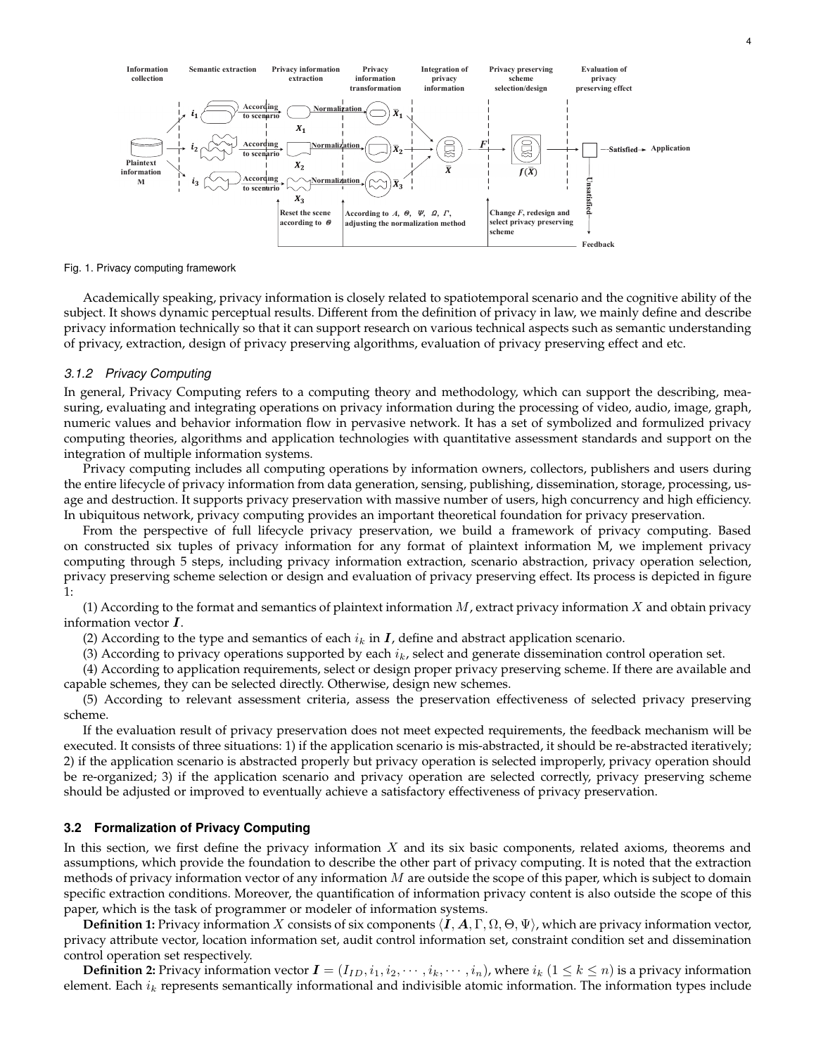Fig. 1. Privacy computing framework

Academically speaking, privacy information is closely related to spatiotemporal scenario and the cognitive ability of the subject. It shows dynamic perceptual results. Different from the definition of privacy in law, we mainly define and describe privacy information technically so that it can support research on various technical aspects such as semantic understanding of privacy, extraction, design of privacy preserving algorithms, evaluation of privacy preserving effect and etc.

#### 3.1.2 Privacy Computing

In general, Privacy Computing refers to a computing theory and methodology, which can support the describing, measuring, evaluating and integrating operations on privacy information during the processing of video, audio, image, graph, numeric values and behavior information flow in pervasive network. It has a set of symbolized and formulized privacy computing theories, algorithms and application technologies with quantitative assessment standards and support on the integration of multiple information systems.

Privacy computing includes all computing operations by information owners, collectors, publishers and users during the entire lifecycle of privacy information from data generation, sensing, publishing, dissemination, storage, processing, usage and destruction. It supports privacy preservation with massive number of users, high concurrency and high efficiency. In ubiquitous network, privacy computing provides an important theoretical foundation for privacy preservation.

From the perspective of full lifecycle privacy preservation, we build a framework of privacy computing. Based on constructed six tuples of privacy information for any format of plaintext information M, we implement privacy computing through 5 steps, including privacy information extraction, scenario abstraction, privacy operation selection, privacy preserving scheme selection or design and evaluation of privacy preserving effect. Its process is depicted in figure 1:

(1) According to the format and semantics of plaintext information $M$, extract privacy information $X$ and obtain privacy information vector $\boldsymbol{I}$.

(2) According to the type and semantics of each $i_k$ in $\boldsymbol{I}$, define and abstract application scenario.

(3) According to privacy operations supported by each $i_k$, select and generate dissemination control operation set.

(4) According to application requirements, select or design proper privacy preserving scheme. If there are available and capable schemes, they can be selected directly. Otherwise, design new schemes.

(5) According to relevant assessment criteria, assess the preservation effectiveness of selected privacy preserving scheme.

If the evaluation result of privacy preservation does not meet expected requirements, the feedback mechanism will be executed. It consists of three situations: 1) if the application scenario is mis-abstracted, it should be re-abstracted iteratively; 2) if the application scenario is abstracted properly but privacy operation is selected improperly, privacy operation should be re-organized; 3) if the application scenario and privacy operation are selected correctly, privacy preserving scheme should be adjusted or improved to eventually achieve a satisfactory effectiveness of privacy preservation.

### 3.2 Formalization of Privacy Computing

In this section, we first define the privacy information $X$ and its six basic components, related axioms, theorems and assumptions, which provide the foundation to describe the other part of privacy computing. It is noted that the extraction methods of privacy information vector of any information $M$ are outside the scope of this paper, which is subject to domain specific extraction conditions. Moreover, the quantification of information privacy content is also outside the scope of this paper, which is the task of programmer or modeler of information systems.

**Definition 1:** Privacy information $X$ consists of six components $\langle \boldsymbol{I}, \boldsymbol{A}, \Gamma, \Omega, \Theta, \Psi \rangle$, which are privacy information vector, privacy attribute vector, location information set, audit control information set, constraint condition set and dissemination control operation set respectively.

**Definition 2:** Privacy information vector $\boldsymbol{I} = (I_{ID}, i_1, i_2, \cdots, i_k, \cdots, i_n)$, where $i_k$ $(1 \leq k \leq n)$ is a privacy information element. Each $i_k$ represents semantically informational and indivisible atomic information. The information types include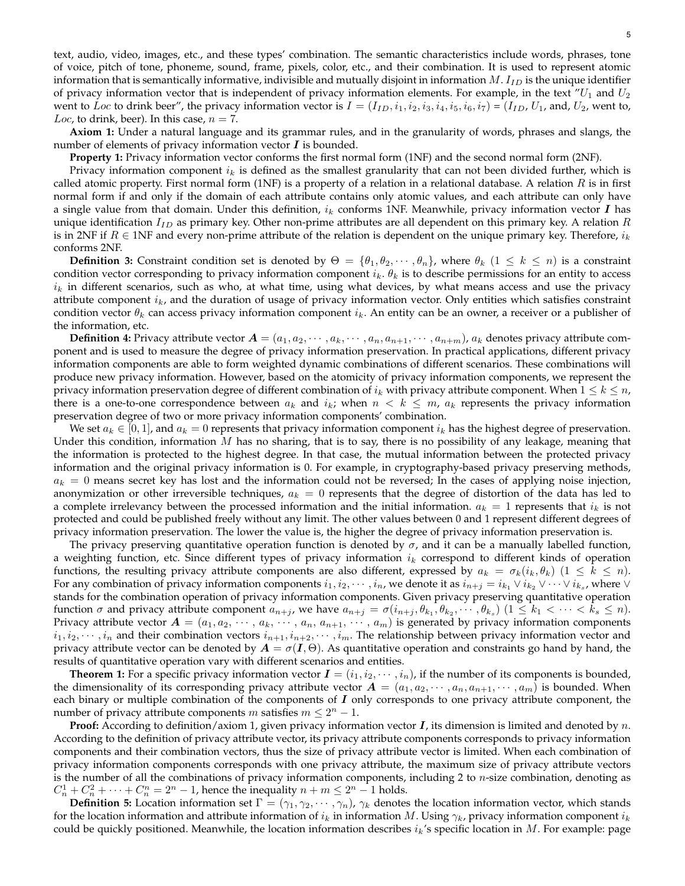text, audio, video, images, etc., and these types' combination. The semantic characteristics include words, phrases, tone of voice, pitch of tone, phoneme, sound, frame, pixels, color, etc., and their combination. It is used to represent atomic information that is semantically informative, indivisible and mutually disjoint in information $M$. $I_{ID}$ is the unique identifier of privacy information vector that is independent of privacy information elements. For example, in the text "$U_1$ and $U_2$ went to $Loc$ to drink beer", the privacy information vector is $I = (I_{ID}, i_1, i_2, i_3, i_4, i_5, i_6, i_7)$ = ($I_{ID}$, $U_1$, and, $U_2$, went to, $Loc$, to drink, beer). In this case, $n = 7$.

**Axiom 1:** Under a natural language and its grammar rules, and in the granularity of words, phrases and slangs, the number of elements of privacy information vector $\boldsymbol{I}$ is bounded.

**Property 1:** Privacy information vector conforms the first normal form (1NF) and the second normal form (2NF).

Privacy information component $i_k$ is defined as the smallest granularity that can not been divided further, which is called atomic property. First normal form (1NF) is a property of a relation in a relational database. A relation $R$ is in first normal form if and only if the domain of each attribute contains only atomic values, and each attribute can only have a single value from that domain. Under this definition, $i_k$ conforms 1NF. Meanwhile, privacy information vector $\boldsymbol{I}$ has unique identification $I_{ID}$ as primary key. Other non-prime attributes are all dependent on this primary key. A relation $R$ is in 2NF if $R \in$ 1NF and every non-prime attribute of the relation is dependent on the unique primary key. Therefore, $i_k$ conforms 2NF.

**Definition 3:** Constraint condition set is denoted by $\Theta = \{\theta_1, \theta_2, \cdots, \theta_n\}$, where $\theta_k$ $(1 \leq k \leq n)$ is a constraint condition vector corresponding to privacy information component $i_k$. $\theta_k$ is to describe permissions for an entity to access $i_k$ in different scenarios, such as who, at what time, using what devices, by what means access and use the privacy attribute component $i_k$, and the duration of usage of privacy information vector. Only entities which satisfies constraint condition vector $\theta_k$ can access privacy information component $i_k$. An entity can be an owner, a receiver or a publisher of the information, etc.

**Definition 4:** Privacy attribute vector $\boldsymbol{A} = (a_1, a_2, \cdots, a_k, \cdots, a_n, a_{n+1}, \cdots, a_{n+m})$, $a_k$ denotes privacy attribute component and is used to measure the degree of privacy information preservation. In practical applications, different privacy information components are able to form weighted dynamic combinations of different scenarios. These combinations will produce new privacy information. However, based on the atomicity of privacy information components, we represent the privacy information preservation degree of different combination of $i_k$ with privacy attribute component. When $1 \leq k \leq n$, there is a one-to-one correspondence between $a_k$ and $i_k$; when $n < k \leq m$, $a_k$ represents the privacy information preservation degree of two or more privacy information components' combination.

We set $a_k \in [0, 1]$, and $a_k = 0$ represents that privacy information component $i_k$ has the highest degree of preservation. Under this condition, information $M$ has no sharing, that is to say, there is no possibility of any leakage, meaning that the information is protected to the highest degree. In that case, the mutual information between the protected privacy information and the original privacy information is 0. For example, in cryptography-based privacy preserving methods, $a_k = 0$ means secret key has lost and the information could not be reversed; In the cases of applying noise injection, anonymization or other irreversible techniques, $a_k = 0$ represents that the degree of distortion of the data has led to a complete irrelevancy between the processed information and the initial information. $a_k = 1$ represents that $i_k$ is not protected and could be published freely without any limit. The other values between 0 and 1 represent different degrees of privacy information preservation. The lower the value is, the higher the degree of privacy information preservation is.

The privacy preserving quantitative operation function is denoted by $\sigma$, and it can be a manually labelled function, a weighting function, etc. Since different types of privacy information $i_k$ correspond to different kinds of operation functions, the resulting privacy attribute components are also different, expressed by $a_k = \sigma_k(i_k, \theta_k)$ $(1 \leq k \leq n)$. For any combination of privacy information components $i_1, i_2, \cdots, i_n$, we denote it as $i_{n+j} = i_{k_1} \vee i_{k_2} \vee \cdots \vee i_{k_s}$, where $\vee$ stands for the combination operation of privacy information components. Given privacy preserving quantitative operation function $\sigma$ and privacy attribute component $a_{n+j}$, we have $a_{n+j} = \sigma(i_{n+j}, \theta_{k_1}, \theta_{k_2}, \cdots, \theta_{k_s})$ $(1 \leq k_1 < \cdots < k_s \leq n)$. Privacy attribute vector $\boldsymbol{A} = (a_1, a_2, \cdots, a_k, \cdots, a_n, a_{n+1}, \cdots, a_m)$ is generated by privacy information components $i_1, i_2, \cdots, i_n$ and their combination vectors $i_{n+1}, i_{n+2}, \cdots, i_m$. The relationship between privacy information vector and privacy attribute vector can be denoted by $\boldsymbol{A} = \sigma(\boldsymbol{I}, \Theta)$. As quantitative operation and constraints go hand by hand, the results of quantitative operation vary with different scenarios and entities.

**Theorem 1:** For a specific privacy information vector $\boldsymbol{I} = (i_1, i_2, \cdots, i_n)$, if the number of its components is bounded, the dimensionality of its corresponding privacy attribute vector $\boldsymbol{A} = (a_1, a_2, \cdots, a_n, a_{n+1}, \cdots, a_m)$ is bounded. When each binary or multiple combination of the components of $\boldsymbol{I}$ only corresponds to one privacy attribute component, the number of privacy attribute components $m$ satisfies $m \leq 2^n - 1$.

**Proof:** According to definition/axiom 1, given privacy information vector $\boldsymbol{I}$, its dimension is limited and denoted by $n$. According to the definition of privacy attribute vector, its privacy attribute components corresponds to privacy information components and their combination vectors, thus the size of privacy attribute vector is limited. When each combination of privacy information components corresponds with one privacy attribute, the maximum size of privacy attribute vectors is the number of all the combinations of privacy information components, including 2 to $n$-size combination, denoting as $C_n^1 + C_n^2 + \cdots + C_n^n = 2^n - 1$, hence the inequality $n + m \leq 2^n - 1$ holds.

**Definition 5:** Location information set $\Gamma = (\gamma_1, \gamma_2, \cdots, \gamma_n)$, $\gamma_k$ denotes the location information vector, which stands for the location information and attribute information of $i_k$ in information $M$. Using $\gamma_k$, privacy information component $i_k$ could be quickly positioned. Meanwhile, the location information describes $i_k$'s specific location in $M$. For example: page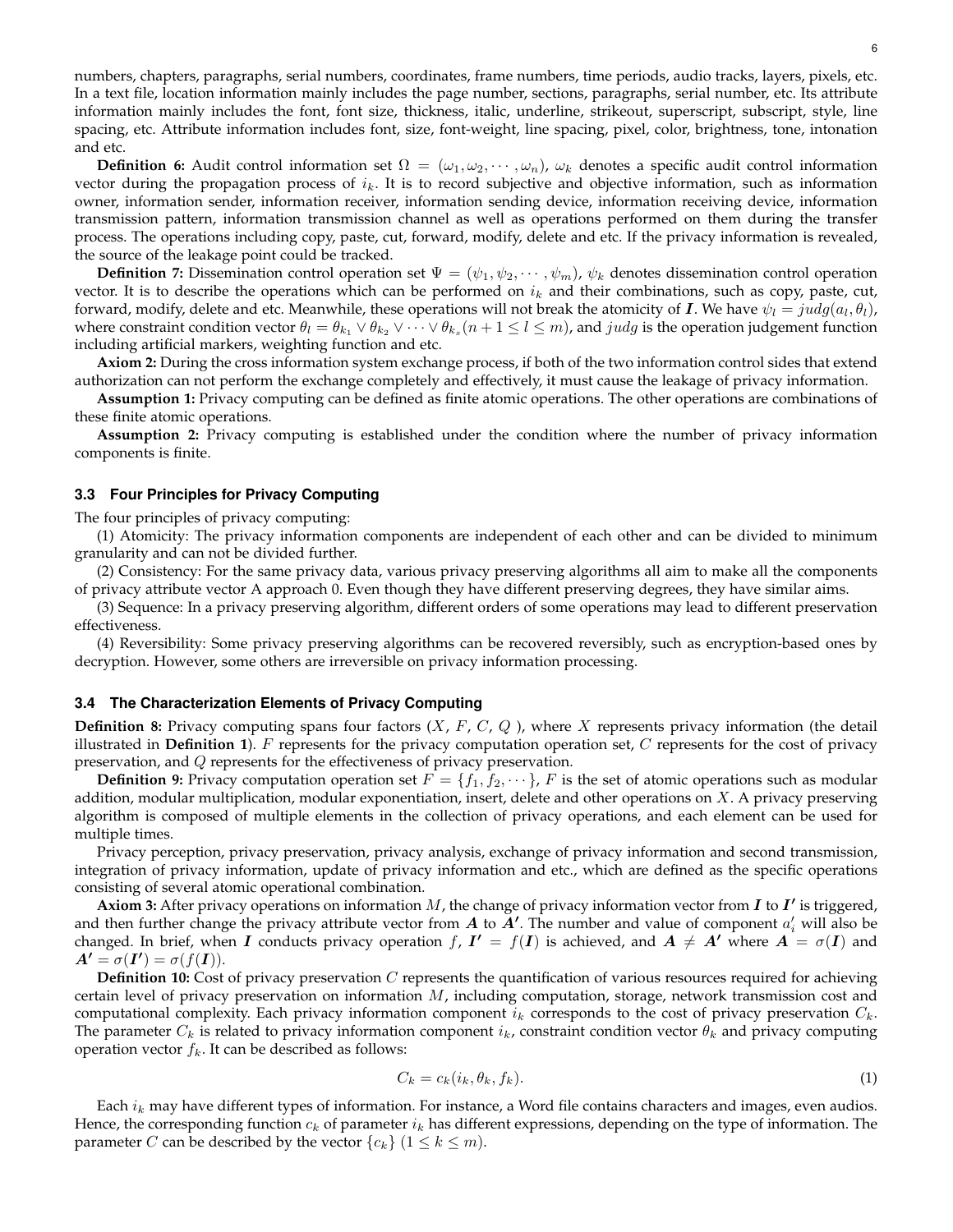numbers, chapters, paragraphs, serial numbers, coordinates, frame numbers, time periods, audio tracks, layers, pixels, etc. In a text file, location information mainly includes the page number, sections, paragraphs, serial number, etc. Its attribute information mainly includes the font, font size, thickness, italic, underline, strikeout, superscript, subscript, style, line spacing, etc. Attribute information includes font, size, font-weight, line spacing, pixel, color, brightness, tone, intonation and etc.

**Definition 6:** Audit control information set $\Omega = (\omega_1, \omega_2, \cdots, \omega_n)$, $\omega_k$ denotes a specific audit control information vector during the propagation process of $i_k$. It is to record subjective and objective information, such as information owner, information sender, information receiver, information sending device, information receiving device, information transmission pattern, information transmission channel as well as operations performed on them during the transfer process. The operations including copy, paste, cut, forward, modify, delete and etc. If the privacy information is revealed, the source of the leakage point could be tracked.

**Definition 7:** Dissemination control operation set $\Psi = (\psi_1, \psi_2, \cdots, \psi_m)$, $\psi_k$ denotes dissemination control operation vector. It is to describe the operations which can be performed on $i_k$ and their combinations, such as copy, paste, cut, forward, modify, delete and etc. Meanwhile, these operations will not break the atomicity of $\boldsymbol{I}$. We have $\psi_l = judg(a_l, \theta_l)$, where constraint condition vector $\theta_l = \theta_{k_1} \vee \theta_{k_2} \vee \cdots \vee \theta_{k_s} (n+1 \leq l \leq m)$, and $judg$ is the operation judgement function including artificial markers, weighting function and etc.

**Axiom 2:** During the cross information system exchange process, if both of the two information control sides that extend authorization can not perform the exchange completely and effectively, it must cause the leakage of privacy information.

**Assumption 1:** Privacy computing can be defined as finite atomic operations. The other operations are combinations of these finite atomic operations.

**Assumption 2:** Privacy computing is established under the condition where the number of privacy information components is finite.

### 3.3 Four Principles for Privacy Computing

The four principles of privacy computing:

(1) Atomicity: The privacy information components are independent of each other and can be divided to minimum granularity and can not be divided further.

(2) Consistency: For the same privacy data, various privacy preserving algorithms all aim to make all the components of privacy attribute vector A approach 0. Even though they have different preserving degrees, they have similar aims.

(3) Sequence: In a privacy preserving algorithm, different orders of some operations may lead to different preservation effectiveness.

(4) Reversibility: Some privacy preserving algorithms can be recovered reversibly, such as encryption-based ones by decryption. However, some others are irreversible on privacy information processing.

### 3.4 The Characterization Elements of Privacy Computing

**Definition 8:** Privacy computing spans four factors ($X$, $F$, $C$, $Q$ ), where $X$ represents privacy information (the detail illustrated in **Definition 1**). $F$ represents for the privacy computation operation set, $C$ represents for the cost of privacy preservation, and $Q$ represents for the effectiveness of privacy preservation.

**Definition 9:** Privacy computation operation set $F = \{f_1, f_2, \cdots\}$, $F$ is the set of atomic operations such as modular addition, modular multiplication, modular exponentiation, insert, delete and other operations on $X$. A privacy preserving algorithm is composed of multiple elements in the collection of privacy operations, and each element can be used for multiple times.

Privacy perception, privacy preservation, privacy analysis, exchange of privacy information and second transmission, integration of privacy information, update of privacy information and etc., which are defined as the specific operations consisting of several atomic operational combination.

**Axiom 3:** After privacy operations on information $M$, the change of privacy information vector from $\boldsymbol{I}$ to $\boldsymbol{I'}$ is triggered, and then further change the privacy attribute vector from $\boldsymbol{A}$ to $\boldsymbol{A'}$. The number and value of component $a'_i$ will also be changed. In brief, when $\boldsymbol{I}$ conducts privacy operation $f$, $\boldsymbol{I'} = f(\boldsymbol{I})$ is achieved, and $\boldsymbol{A} \neq \boldsymbol{A'}$ where $\boldsymbol{A} = \sigma(\boldsymbol{I})$ and $\boldsymbol{A'} = \sigma(\boldsymbol{I'}) = \sigma(f(\boldsymbol{I}))$.

**Definition 10:** Cost of privacy preservation $C$ represents the quantification of various resources required for achieving certain level of privacy preservation on information $M$, including computation, storage, network transmission cost and computational complexity. Each privacy information component $i_k$ corresponds to the cost of privacy preservation $C_k$. The parameter $C_k$ is related to privacy information component $i_k$, constraint condition vector $\theta_k$ and privacy computing operation vector $f_k$. It can be described as follows:

$$C_k = c_k(i_k, \theta_k, f_k). \tag{1}$$

Each $i_k$ may have different types of information. For instance, a Word file contains characters and images, even audios. Hence, the corresponding function $c_k$ of parameter $i_k$ has different expressions, depending on the type of information. The parameter $C$ can be described by the vector $\{c_k\}$ $(1 \leq k \leq m)$.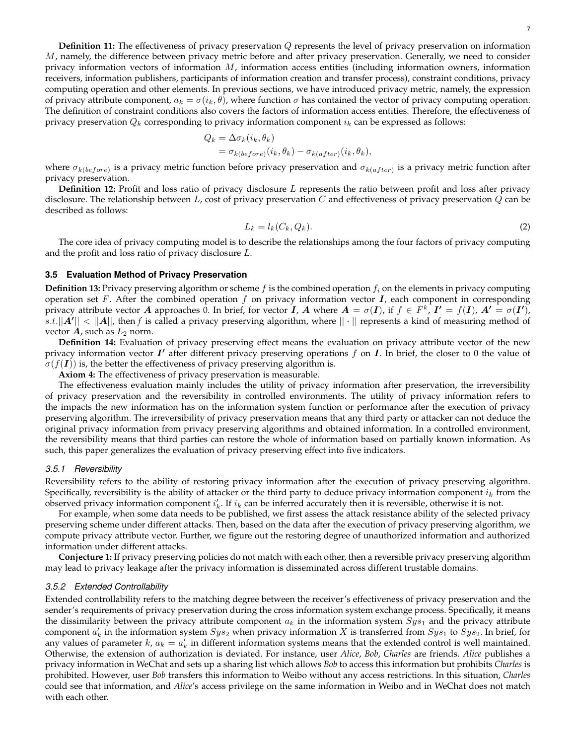**Definition 11:** The effectiveness of privacy preservation $Q$ represents the level of privacy preservation on information $M$, namely, the difference between privacy metric before and after privacy preservation. Generally, we need to consider privacy information vectors of information $M$, information access entities (including information owners, information receivers, information publishers, participants of information creation and transfer process), constraint conditions, privacy computing operation and other elements. In previous sections, we have introduced privacy metric, namely, the expression of privacy attribute component, $a_k = \sigma(i_k, \theta)$, where function $\sigma$ has contained the vector of privacy computing operation. The definition of constraint conditions also covers the factors of information access entities. Therefore, the effectiveness of privacy preservation $Q_k$ corresponding to privacy information component $i_k$ can be expressed as follows:

$$
\begin{aligned}
Q_k &= \Delta\sigma_k(i_k, \theta_k) \\
&= \sigma_{k(before)}(i_k, \theta_k) - \sigma_{k(after)}(i_k, \theta_k),
\end{aligned}
$$

where $\sigma_{k(before)}$ is a privacy metric function before privacy preservation and $\sigma_{k(after)}$ is a privacy metric function after privacy preservation.

**Definition 12:** Profit and loss ratio of privacy disclosure $L$ represents the ratio between profit and loss after privacy disclosure. The relationship between $L$, cost of privacy preservation $C$ and effectiveness of privacy preservation $Q$ can be described as follows:

$$
L_k = l_k(C_k, Q_k). \tag{2}
$$

The core idea of privacy computing model is to describe the relationships among the four factors of privacy computing and the profit and loss ratio of privacy disclosure $L$.

### 3.5 Evaluation Method of Privacy Preservation

**Definition 13:** Privacy preserving algorithm or scheme $f$ is the combined operation $f_i$ on the elements in privacy computing operation set $F$. After the combined operation $f$ on privacy information vector $\boldsymbol{I}$, each component in corresponding privacy attribute vector $\boldsymbol{A}$ approaches 0. In brief, for vector $\boldsymbol{I}$, $\boldsymbol{A}$ where $\boldsymbol{A} = \sigma(\boldsymbol{I})$, if $f \in F^k$, $\boldsymbol{I'} = f(\boldsymbol{I})$, $\boldsymbol{A'} = \sigma(\boldsymbol{I'})$, $s.t. ||\boldsymbol{A'}|| < ||\boldsymbol{A}||$, then $f$ is called a privacy preserving algorithm, where $||\cdot||$ represents a kind of measuring method of vector $\boldsymbol{A}$, such as $L_2$ norm.

**Definition 14:** Evaluation of privacy preserving effect means the evaluation on privacy attribute vector of the new privacy information vector $\boldsymbol{I'}$ after different privacy preserving operations $f$ on $\boldsymbol{I}$. In brief, the closer to 0 the value of $\sigma(f(\boldsymbol{I}))$ is, the better the effectiveness of privacy preserving algorithm is.

**Axiom 4:** The effectiveness of privacy preservation is measurable.

The effectiveness evaluation mainly includes the utility of privacy information after preservation, the irreversibility of privacy preservation and the reversibility in controlled environments. The utility of privacy information refers to the impacts the new information has on the information system function or performance after the execution of privacy preserving algorithm. The irreversibility of privacy preservation means that any third party or attacker can not deduce the original privacy information from privacy preserving algorithms and obtained information. In a controlled environment, the reversibility means that third parties can restore the whole of information based on partially known information. As such, this paper generalizes the evaluation of privacy preserving effect into five indicators.

#### 3.5.1 Reversibility

Reversibility refers to the ability of restoring privacy information after the execution of privacy preserving algorithm. Specifically, reversibility is the ability of attacker or the third party to deduce privacy information component $i_k$ from the observed privacy information component $i'_k$. If $i_k$ can be inferred accurately then it is reversible, otherwise it is not.

For example, when some data needs to be published, we first assess the attack resistance ability of the selected privacy preserving scheme under different attacks. Then, based on the data after the execution of privacy preserving algorithm, we compute privacy attribute vector. Further, we figure out the restoring degree of unauthorized information and authorized information under different attacks.

**Conjecture 1:** If privacy preserving policies do not match with each other, then a reversible privacy preserving algorithm may lead to privacy leakage after the privacy information is disseminated across different trustable domains.

#### 3.5.2 Extended Controllability

Extended controllability refers to the matching degree between the receiver's effectiveness of privacy preservation and the sender's requirements of privacy preservation during the cross information system exchange process. Specifically, it means the dissimilarity between the privacy attribute component $a_k$ in the information system $Sys_1$ and the privacy attribute component $a'_k$ in the information system $Sys_2$ when privacy information $X$ is transferred from $Sys_1$ to $Sys_2$. In brief, for any values of parameter $k$, $a_k = a'_k$ in different information systems means that the extended control is well maintained. Otherwise, the extension of authorization is deviated. For instance, user *Alice*, *Bob*, *Charles* are friends. *Alice* publishes a privacy information in WeChat and sets up a sharing list which allows *Bob* to access this information but prohibits *Charles* is prohibited. However, user *Bob* transfers this information to Weibo without any access restrictions. In this situation, *Charles* could see that information, and *Alice*'s access privilege on the same information in Weibo and in WeChat does not match with each other.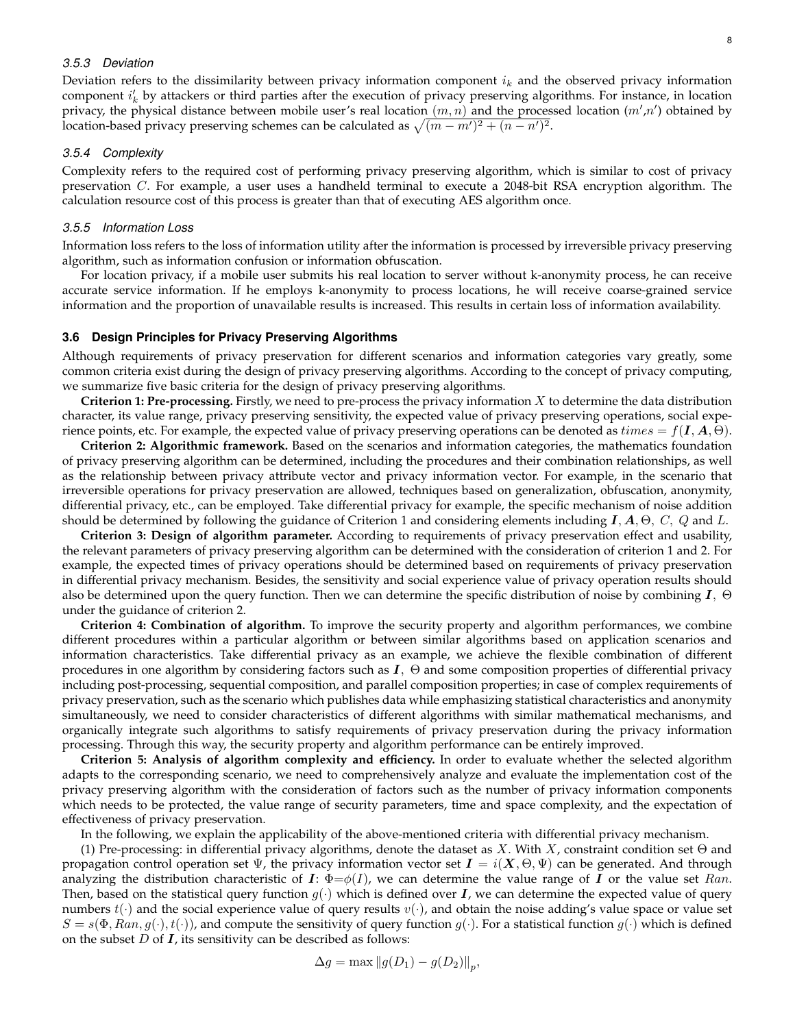#### 3.5.3 Deviation

Deviation refers to the dissimilarity between privacy information component $i_k$ and the observed privacy information component $i'_k$ by attackers or third parties after the execution of privacy preserving algorithms. For instance, in location privacy, the physical distance between mobile user's real location $(m, n)$ and the processed location $(m', n')$ obtained by location-based privacy preserving schemes can be calculated as $\sqrt{(m - m')^2 + (n - n')^2}$.

#### 3.5.4 Complexity

Complexity refers to the required cost of performing privacy preserving algorithm, which is similar to cost of privacy preservation $C$. For example, a user uses a handheld terminal to execute a 2048-bit RSA encryption algorithm. The calculation resource cost of this process is greater than that of executing AES algorithm once.

#### 3.5.5 Information Loss

Information loss refers to the loss of information utility after the information is processed by irreversible privacy preserving algorithm, such as information confusion or information obfuscation.

For location privacy, if a mobile user submits his real location to server without k-anonymity process, he can receive accurate service information. If he employs k-anonymity to process locations, he will receive coarse-grained service information and the proportion of unavailable results is increased. This results in certain loss of information availability.

### 3.6 Design Principles for Privacy Preserving Algorithms

Although requirements of privacy preservation for different scenarios and information categories vary greatly, some common criteria exist during the design of privacy preserving algorithms. According to the concept of privacy computing, we summarize five basic criteria for the design of privacy preserving algorithms.

**Criterion 1: Pre-processing.** Firstly, we need to pre-process the privacy information $X$ to determine the data distribution character, its value range, privacy preserving sensitivity, the expected value of privacy preserving operations, social experience points, etc. For example, the expected value of privacy preserving operations can be denoted as $times = f(\boldsymbol{I}, \boldsymbol{A}, \Theta)$.

**Criterion 2: Algorithmic framework.** Based on the scenarios and information categories, the mathematics foundation of privacy preserving algorithm can be determined, including the procedures and their combination relationships, as well as the relationship between privacy attribute vector and privacy information vector. For example, in the scenario that irreversible operations for privacy preservation are allowed, techniques based on generalization, obfuscation, anonymity, differential privacy, etc., can be employed. Take differential privacy for example, the specific mechanism of noise addition should be determined by following the guidance of Criterion 1 and considering elements including $\boldsymbol{I}, \boldsymbol{A}, \Theta,\ C,\ Q$ and $L$.

**Criterion 3: Design of algorithm parameter.** According to requirements of privacy preservation effect and usability, the relevant parameters of privacy preserving algorithm can be determined with the consideration of criterion 1 and 2. For example, the expected times of privacy operations should be determined based on requirements of privacy preservation in differential privacy mechanism. Besides, the sensitivity and social experience value of privacy operation results should also be determined upon the query function. Then we can determine the specific distribution of noise by combining $\boldsymbol{I},\ \Theta$ under the guidance of criterion 2.

**Criterion 4: Combination of algorithm.** To improve the security property and algorithm performances, we combine different procedures within a particular algorithm or between similar algorithms based on application scenarios and information characteristics. Take differential privacy as an example, we achieve the flexible combination of different procedures in one algorithm by considering factors such as $\boldsymbol{I},\ \Theta$ and some composition properties of differential privacy including post-processing, sequential composition, and parallel composition properties; in case of complex requirements of privacy preservation, such as the scenario which publishes data while emphasizing statistical characteristics and anonymity simultaneously, we need to consider characteristics of different algorithms with similar mathematical mechanisms, and organically integrate such algorithms to satisfy requirements of privacy preservation during the privacy information processing. Through this way, the security property and algorithm performance can be entirely improved.

**Criterion 5: Analysis of algorithm complexity and efficiency.** In order to evaluate whether the selected algorithm adapts to the corresponding scenario, we need to comprehensively analyze and evaluate the implementation cost of the privacy preserving algorithm with the consideration of factors such as the number of privacy information components which needs to be protected, the value range of security parameters, time and space complexity, and the expectation of effectiveness of privacy preservation.

In the following, we explain the applicability of the above-mentioned criteria with differential privacy mechanism.

(1) Pre-processing: in differential privacy algorithms, denote the dataset as $X$. With $X$, constraint condition set $\Theta$ and propagation control operation set $\Psi$, the privacy information vector set $\boldsymbol{I} = i(\boldsymbol{X}, \Theta, \Psi)$ can be generated. And through analyzing the distribution characteristic of $\boldsymbol{I}$: $\Phi = \phi(I)$, we can determine the value range of $\boldsymbol{I}$ or the value set $Ran$. Then, based on the statistical query function $g(\cdot)$ which is defined over $\boldsymbol{I}$, we can determine the expected value of query numbers $t(\cdot)$ and the social experience value of query results $v(\cdot)$, and obtain the noise adding's value space or value set $S = s(\Phi, Ran, g(\cdot), t(\cdot))$, and compute the sensitivity of query function $g(\cdot)$. For a statistical function $g(\cdot)$ which is defined on the subset $D$ of $\boldsymbol{I}$, its sensitivity can be described as follows:

$$\Delta g = \max \|g(D_1) - g(D_2)\|_p,$$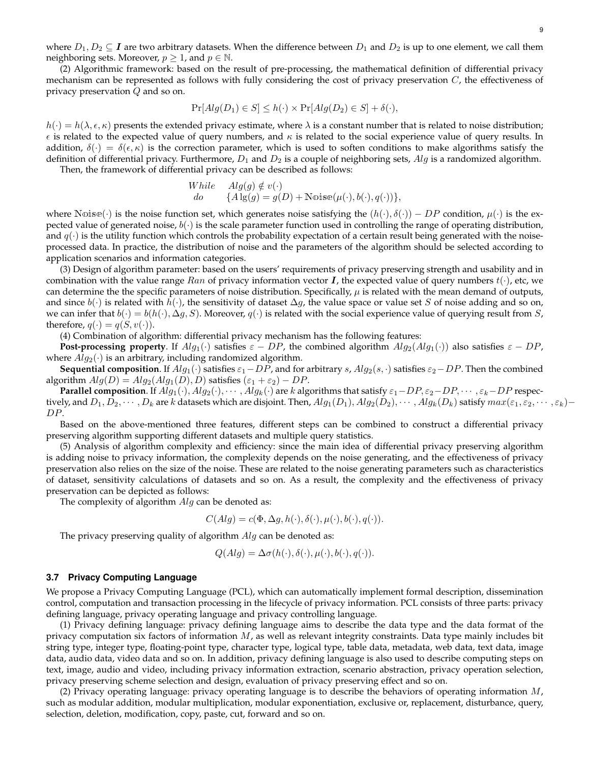where $D_1, D_2 \subseteq \boldsymbol{I}$ are two arbitrary datasets. When the difference between $D_1$ and $D_2$ is up to one element, we call them neighboring sets. Moreover, $p \geq 1$, and $p \in \mathbb{N}$.

(2) Algorithmic framework: based on the result of pre-processing, the mathematical definition of differential privacy mechanism can be represented as follows with fully considering the cost of privacy preservation $C$, the effectiveness of privacy preservation $Q$ and so on.

$$\Pr[Alg(D_1) \in S] \leq h(\cdot) \times \Pr[Alg(D_2) \in S] + \delta(\cdot),$$

$h(\cdot) = h(\lambda, \epsilon, \kappa)$ presents the extended privacy estimate, where $\lambda$ is a constant number that is related to noise distribution; $\epsilon$ is related to the expected value of query numbers, and $\kappa$ is related to the social experience value of query results. In addition, $\delta(\cdot) = \delta(\epsilon, \kappa)$ is the correction parameter, which is used to soften conditions to make algorithms satisfy the definition of differential privacy. Furthermore, $D_1$ and $D_2$ is a couple of neighboring sets, $Alg$ is a randomized algorithm.

Then, the framework of differential privacy can be described as follows:

$$\begin{array}{ll} While & Alg(g) \notin v(\cdot) \\ do & \{A\lg(g) = g(D) + \mathbb{N}\mathrm{oise}(\mu(\cdot), b(\cdot), q(\cdot))\}, \end{array}$$

where $\mathbb{N}\mathrm{oise}(\cdot)$ is the noise function set, which generates noise satisfying the $(h(\cdot), \delta(\cdot)) - DP$ condition, $\mu(\cdot)$ is the expected value of generated noise, $b(\cdot)$ is the scale parameter function used in controlling the range of operating distribution, and $q(\cdot)$ is the utility function which controls the probability expectation of a certain result being generated with the noise-processed data. In practice, the distribution of noise and the parameters of the algorithm should be selected according to application scenarios and information categories.

(3) Design of algorithm parameter: based on the users' requirements of privacy preserving strength and usability and in combination with the value range $Ran$ of privacy information vector $\boldsymbol{I}$, the expected value of query numbers $t(\cdot)$, etc, we can determine the the specific parameters of noise distribution. Specifically, $\mu$ is related with the mean demand of outputs, and since $b(\cdot)$ is related with $h(\cdot)$, the sensitivity of dataset $\Delta g$, the value space or value set $S$ of noise adding and so on, we can infer that $b(\cdot) = b(h(\cdot), \Delta g, S)$. Moreover, $q(\cdot)$ is related with the social experience value of querying result from $S$, therefore, $q(\cdot) = q(S, v(\cdot))$.

(4) Combination of algorithm: differential privacy mechanism has the following features:

**Post-processing property**. If $Alg_1(\cdot)$ satisfies $\varepsilon - DP$, the combined algorithm $Alg_2(Alg_1(\cdot))$ also satisfies $\varepsilon - DP$, where $Alg_2(\cdot)$ is an arbitrary, including randomized algorithm.

**Sequential composition**. If $Alg_1(\cdot)$ satisfies $\varepsilon_1 - DP$, and for arbitrary $s$, $Alg_2(s, \cdot)$ satisfies $\varepsilon_2 - DP$. Then the combined algorithm $Alg(D) = Alg_2(Alg_1(D), D)$ satisfies $(\varepsilon_1 + \varepsilon_2) - DP$.

**Parallel composition**. If $Alg_1(\cdot), Alg_2(\cdot), \cdots, Alg_k(\cdot)$ are $k$ algorithms that satisfy $\varepsilon_1 - DP, \varepsilon_2 - DP, \cdots, \varepsilon_k - DP$ respectively, and $D_1, D_2, \cdots, D_k$ are $k$ datasets which are disjoint. Then, $Alg_1(D_1), Alg_2(D_2), \cdots, Alg_k(D_k)$ satisfy $max(\varepsilon_1, \varepsilon_2, \cdots, \varepsilon_k) - DP$.

Based on the above-mentioned three features, different steps can be combined to construct a differential privacy preserving algorithm supporting different datasets and multiple query statistics.

(5) Analysis of algorithm complexity and efficiency: since the main idea of differential privacy preserving algorithm is adding noise to privacy information, the complexity depends on the noise generating, and the effectiveness of privacy preservation also relies on the size of the noise. These are related to the noise generating parameters such as characteristics of dataset, sensitivity calculations of datasets and so on. As a result, the complexity and the effectiveness of privacy preservation can be depicted as follows:

The complexity of algorithm $Alg$ can be denoted as:

$$C(Alg) = c(\Phi, \Delta g, h(\cdot), \delta(\cdot), \mu(\cdot), b(\cdot), q(\cdot)).$$

The privacy preserving quality of algorithm $Alg$ can be denoted as:

$$Q(Alg) = \Delta\sigma(h(\cdot), \delta(\cdot), \mu(\cdot), b(\cdot), q(\cdot)).$$

### 3.7 Privacy Computing Language

We propose a Privacy Computing Language (PCL), which can automatically implement formal description, dissemination control, computation and transaction processing in the lifecycle of privacy information. PCL consists of three parts: privacy defining language, privacy operating language and privacy controlling language.

(1) Privacy defining language: privacy defining language aims to describe the data type and the data format of the privacy computation six factors of information $M$, as well as relevant integrity constraints. Data type mainly includes bit string type, integer type, floating-point type, character type, logical type, table data, metadata, web data, text data, image data, audio data, video data and so on. In addition, privacy defining language is also used to describe computing steps on text, image, audio and video, including privacy information extraction, scenario abstraction, privacy operation selection, privacy preserving scheme selection and design, evaluation of privacy preserving effect and so on.

(2) Privacy operating language: privacy operating language is to describe the behaviors of operating information $M$, such as modular addition, modular multiplication, modular exponentiation, exclusive or, replacement, disturbance, query, selection, deletion, modification, copy, paste, cut, forward and so on.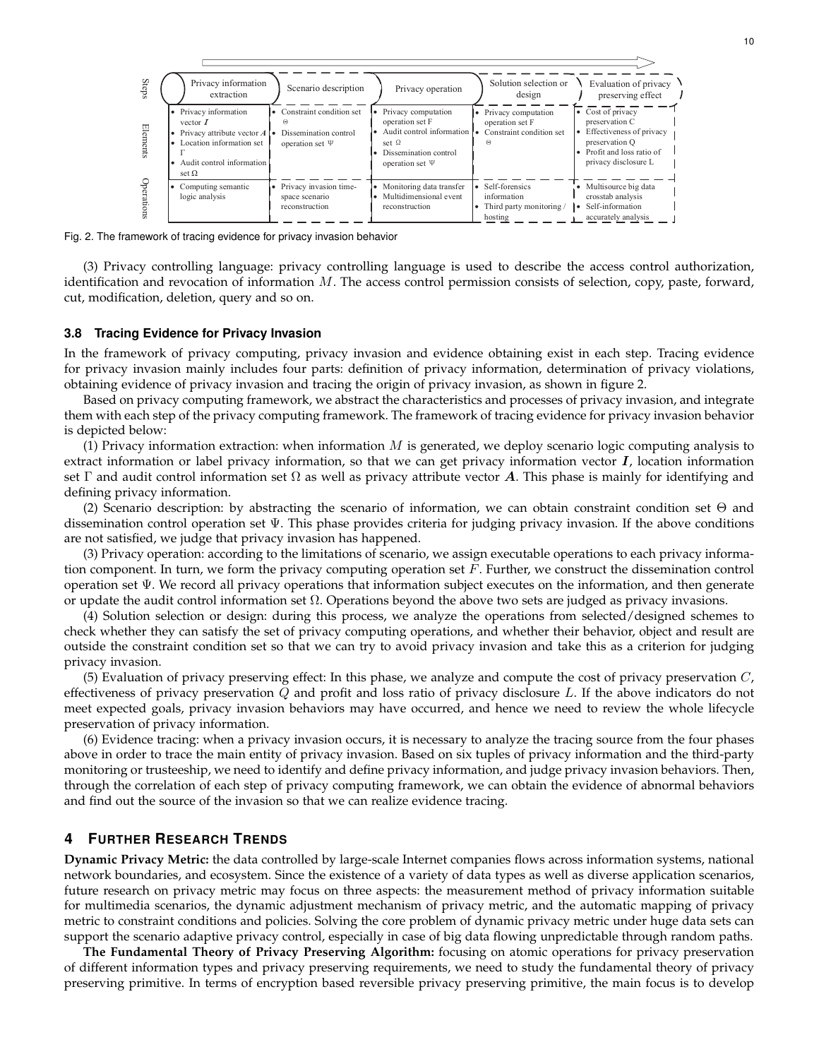| Steps | Privacy information extraction | Scenario description | Privacy operation | Solution selection or design | Evaluation of privacy preserving effect |
|---|---|---|---|---|---|
| Elements | • Privacy information vector $\boldsymbol{I}$ • Privacy attribute vector $\boldsymbol{A}$ • Location information set $\Gamma$ • Audit control information set $\Omega$ | • Constraint condition set $\Theta$ • Dissemination control operation set $\Psi$ | • Privacy computation operation set F • Audit control information set $\Omega$ • Dissemination control operation set $\Psi$ | • Privacy computation operation set F • Constraint condition set $\Theta$ | • Cost of privacy preservation C • Effectiveness of privacy preservation Q • Profit and loss ratio of privacy disclosure L |
| Operations | • Computing semantic logic analysis | • Privacy invasion time-space scenario reconstruction | • Monitoring data transfer • Multidimensional event reconstruction | • Self-forensics information • Third party monitoring / hosting | • Multisource big data crosstab analysis • Self-information accurately analysis |

Fig. 2. The framework of tracing evidence for privacy invasion behavior

(3) Privacy controlling language: privacy controlling language is used to describe the access control authorization, identification and revocation of information $M$. The access control permission consists of selection, copy, paste, forward, cut, modification, deletion, query and so on.

### 3.8 Tracing Evidence for Privacy Invasion

In the framework of privacy computing, privacy invasion and evidence obtaining exist in each step. Tracing evidence for privacy invasion mainly includes four parts: definition of privacy information, determination of privacy violations, obtaining evidence of privacy invasion and tracing the origin of privacy invasion, as shown in figure 2.

Based on privacy computing framework, we abstract the characteristics and processes of privacy invasion, and integrate them with each step of the privacy computing framework. The framework of tracing evidence for privacy invasion behavior is depicted below:

(1) Privacy information extraction: when information $M$ is generated, we deploy scenario logic computing analysis to extract information or label privacy information, so that we can get privacy information vector $\boldsymbol{I}$, location information set $\Gamma$ and audit control information set $\Omega$ as well as privacy attribute vector $\boldsymbol{A}$. This phase is mainly for identifying and defining privacy information.

(2) Scenario description: by abstracting the scenario of information, we can obtain constraint condition set $\Theta$ and dissemination control operation set $\Psi$. This phase provides criteria for judging privacy invasion. If the above conditions are not satisfied, we judge that privacy invasion has happened.

(3) Privacy operation: according to the limitations of scenario, we assign executable operations to each privacy information component. In turn, we form the privacy computing operation set $F$. Further, we construct the dissemination control operation set $\Psi$. We record all privacy operations that information subject executes on the information, and then generate or update the audit control information set $\Omega$. Operations beyond the above two sets are judged as privacy invasions.

(4) Solution selection or design: during this process, we analyze the operations from selected/designed schemes to check whether they can satisfy the set of privacy computing operations, and whether their behavior, object and result are outside the constraint condition set so that we can try to avoid privacy invasion and take this as a criterion for judging privacy invasion.

(5) Evaluation of privacy preserving effect: In this phase, we analyze and compute the cost of privacy preservation $C$, effectiveness of privacy preservation $Q$ and profit and loss ratio of privacy disclosure $L$. If the above indicators do not meet expected goals, privacy invasion behaviors may have occurred, and hence we need to review the whole lifecycle preservation of privacy information.

(6) Evidence tracing: when a privacy invasion occurs, it is necessary to analyze the tracing source from the four phases above in order to trace the main entity of privacy invasion. Based on six tuples of privacy information and the third-party monitoring or trusteeship, we need to identify and define privacy information, and judge privacy invasion behaviors. Then, through the correlation of each step of privacy computing framework, we can obtain the evidence of abnormal behaviors and find out the source of the invasion so that we can realize evidence tracing.

## 4 Further Research Trends

**Dynamic Privacy Metric:** the data controlled by large-scale Internet companies flows across information systems, national network boundaries, and ecosystem. Since the existence of a variety of data types as well as diverse application scenarios, future research on privacy metric may focus on three aspects: the measurement method of privacy information suitable for multimedia scenarios, the dynamic adjustment mechanism of privacy metric, and the automatic mapping of privacy metric to constraint conditions and policies. Solving the core problem of dynamic privacy metric under huge data sets can support the scenario adaptive privacy control, especially in case of big data flowing unpredictable through random paths.

**The Fundamental Theory of Privacy Preserving Algorithm:** focusing on atomic operations for privacy preservation of different information types and privacy preserving requirements, we need to study the fundamental theory of privacy preserving primitive. In terms of encryption based reversible privacy preserving primitive, the main focus is to develop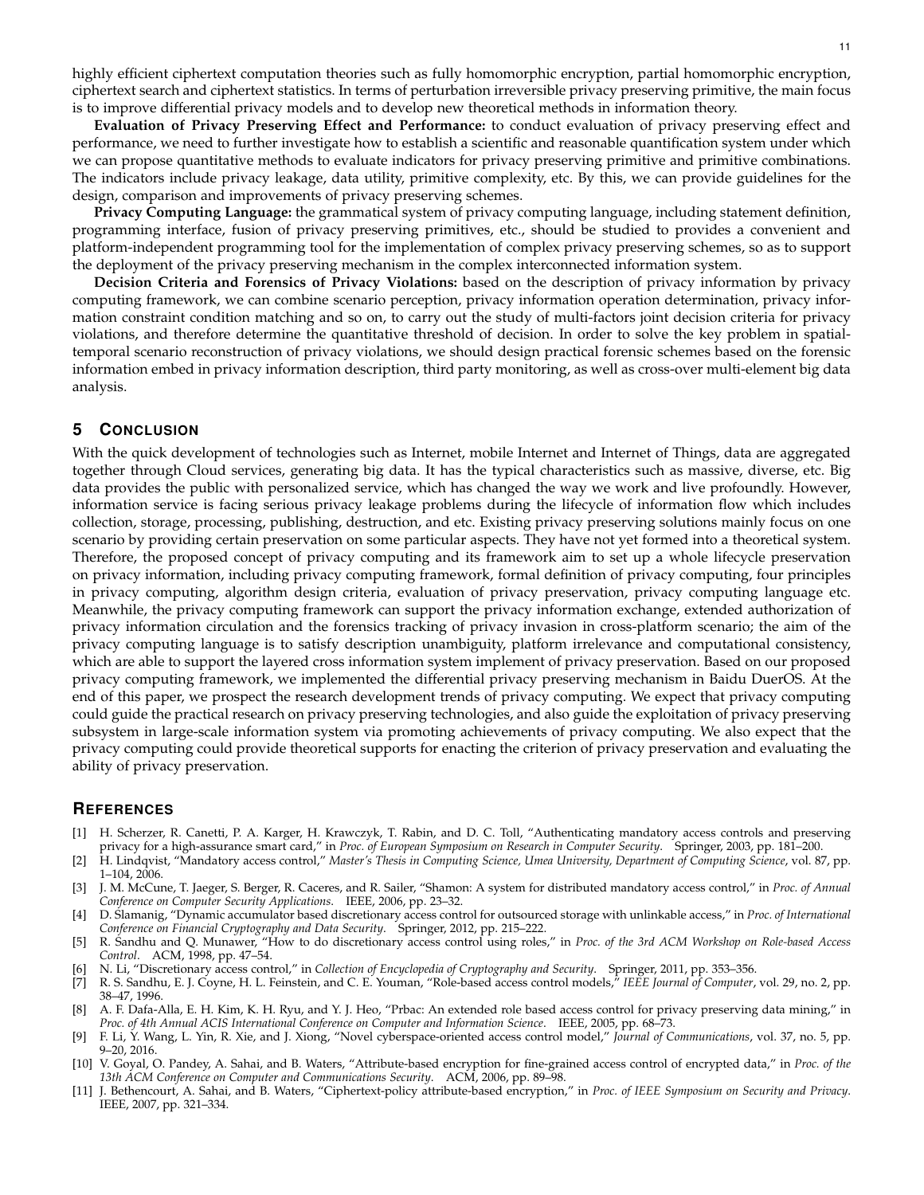highly efficient ciphertext computation theories such as fully homomorphic encryption, partial homomorphic encryption, ciphertext search and ciphertext statistics. In terms of perturbation irreversible privacy preserving primitive, the main focus is to improve differential privacy models and to develop new theoretical methods in information theory.

**Evaluation of Privacy Preserving Effect and Performance:** to conduct evaluation of privacy preserving effect and performance, we need to further investigate how to establish a scientific and reasonable quantification system under which we can propose quantitative methods to evaluate indicators for privacy preserving primitive and primitive combinations. The indicators include privacy leakage, data utility, primitive complexity, etc. By this, we can provide guidelines for the design, comparison and improvements of privacy preserving schemes.

**Privacy Computing Language:** the grammatical system of privacy computing language, including statement definition, programming interface, fusion of privacy preserving primitives, etc., should be studied to provides a convenient and platform-independent programming tool for the implementation of complex privacy preserving schemes, so as to support the deployment of the privacy preserving mechanism in the complex interconnected information system.

**Decision Criteria and Forensics of Privacy Violations:** based on the description of privacy information by privacy computing framework, we can combine scenario perception, privacy information operation determination, privacy information constraint condition matching and so on, to carry out the study of multi-factors joint decision criteria for privacy violations, and therefore determine the quantitative threshold of decision. In order to solve the key problem in spatial-temporal scenario reconstruction of privacy violations, we should design practical forensic schemes based on the forensic information embed in privacy information description, third party monitoring, as well as cross-over multi-element big data analysis.

## 5 Conclusion

With the quick development of technologies such as Internet, mobile Internet and Internet of Things, data are aggregated together through Cloud services, generating big data. It has the typical characteristics such as massive, diverse, etc. Big data provides the public with personalized service, which has changed the way we work and live profoundly. However, information service is facing serious privacy leakage problems during the lifecycle of information flow which includes collection, storage, processing, publishing, destruction, and etc. Existing privacy preserving solutions mainly focus on one scenario by providing certain preservation on some particular aspects. They have not yet formed into a theoretical system. Therefore, the proposed concept of privacy computing and its framework aim to set up a whole lifecycle preservation on privacy information, including privacy computing framework, formal definition of privacy computing, four principles in privacy computing, algorithm design criteria, evaluation of privacy preservation, privacy computing language etc. Meanwhile, the privacy computing framework can support the privacy information exchange, extended authorization of privacy information circulation and the forensics tracking of privacy invasion in cross-platform scenario; the aim of the privacy computing language is to satisfy description unambiguity, platform irrelevance and computational consistency, which are able to support the layered cross information system implement of privacy preservation. Based on our proposed privacy computing framework, we implemented the differential privacy preserving mechanism in Baidu DuerOS. At the end of this paper, we prospect the research development trends of privacy computing. We expect that privacy computing could guide the practical research on privacy preserving technologies, and also guide the exploitation of privacy preserving subsystem in large-scale information system via promoting achievements of privacy computing. We also expect that the privacy computing could provide theoretical supports for enacting the criterion of privacy preservation and evaluating the ability of privacy preservation.

## References

[1] H. Scherzer, R. Canetti, P. A. Karger, H. Krawczyk, T. Rabin, and D. C. Toll, "Authenticating mandatory access controls and preserving privacy for a high-assurance smart card," in *Proc. of European Symposium on Research in Computer Security*. Springer, 2003, pp. 181–200.

[2] H. Lindqvist, "Mandatory access control," *Master's Thesis in Computing Science, Umea University, Department of Computing Science*, vol. 87, pp. 1–104, 2006.

[3] J. M. McCune, T. Jaeger, S. Berger, R. Caceres, and R. Sailer, "Shamon: A system for distributed mandatory access control," in *Proc. of Annual Conference on Computer Security Applications*. IEEE, 2006, pp. 23–32.

[4] D. Slamanig, "Dynamic accumulator based discretionary access control for outsourced storage with unlinkable access," in *Proc. of International Conference on Financial Cryptography and Data Security*. Springer, 2012, pp. 215–222.

[5] R. Sandhu and Q. Munawer, "How to do discretionary access control using roles," in *Proc. of the 3rd ACM Workshop on Role-based Access Control*. ACM, 1998, pp. 47–54.

[6] N. Li, "Discretionary access control," in *Collection of Encyclopedia of Cryptography and Security*. Springer, 2011, pp. 353–356.

[7] R. S. Sandhu, E. J. Coyne, H. L. Feinstein, and C. E. Youman, "Role-based access control models," *IEEE Journal of Computer*, vol. 29, no. 2, pp. 38–47, 1996.

[8] A. F. Dafa-Alla, E. H. Kim, K. H. Ryu, and Y. J. Heo, "Prbac: An extended role based access control for privacy preserving data mining," in *Proc. of 4th Annual ACIS International Conference on Computer and Information Science*. IEEE, 2005, pp. 68–73.

[9] F. Li, Y. Wang, L. Yin, R. Xie, and J. Xiong, "Novel cyberspace-oriented access control model," *Journal of Communications*, vol. 37, no. 5, pp. 9–20, 2016.

[10] V. Goyal, O. Pandey, A. Sahai, and B. Waters, "Attribute-based encryption for fine-grained access control of encrypted data," in *Proc. of the 13th ACM Conference on Computer and Communications Security*. ACM, 2006, pp. 89–98.

[11] J. Bethencourt, A. Sahai, and B. Waters, "Ciphertext-policy attribute-based encryption," in *Proc. of IEEE Symposium on Security and Privacy*. IEEE, 2007, pp. 321–334.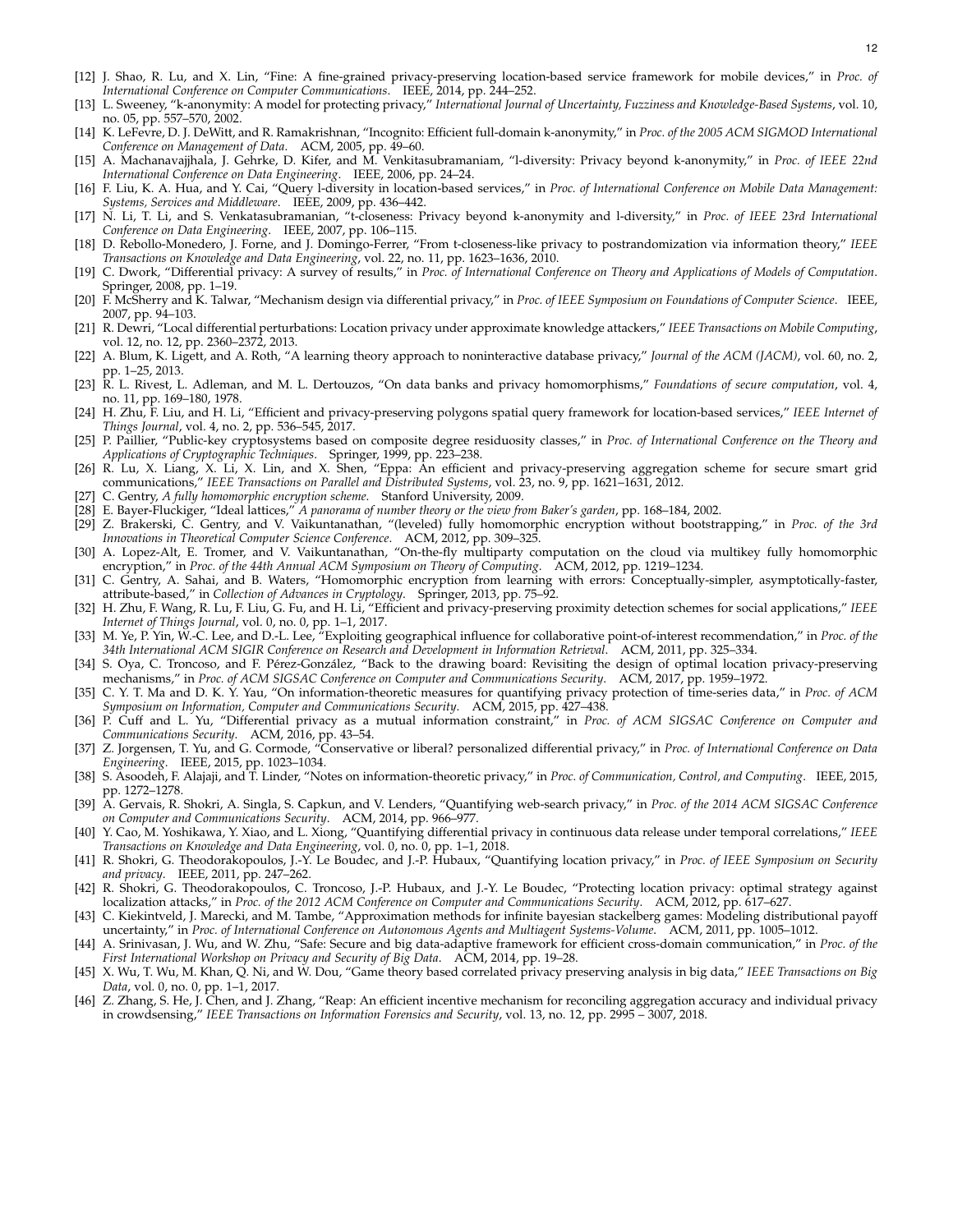[12] J. Shao, R. Lu, and X. Lin, "Fine: A fine-grained privacy-preserving location-based service framework for mobile devices," in *Proc. of International Conference on Computer Communications*. IEEE, 2014, pp. 244–252.

[13] L. Sweeney, "k-anonymity: A model for protecting privacy," *International Journal of Uncertainty, Fuzziness and Knowledge-Based Systems*, vol. 10, no. 05, pp. 557–570, 2002.

[14] K. LeFevre, D. J. DeWitt, and R. Ramakrishnan, "Incognito: Efficient full-domain k-anonymity," in *Proc. of the 2005 ACM SIGMOD International Conference on Management of Data*. ACM, 2005, pp. 49–60.

[15] A. Machanavajjhala, J. Gehrke, D. Kifer, and M. Venkitasubramaniam, "l-diversity: Privacy beyond k-anonymity," in *Proc. of IEEE 22nd International Conference on Data Engineering*. IEEE, 2006, pp. 24–24.

[16] F. Liu, K. A. Hua, and Y. Cai, "Query l-diversity in location-based services," in *Proc. of International Conference on Mobile Data Management: Systems, Services and Middleware*. IEEE, 2009, pp. 436–442.

[17] N. Li, T. Li, and S. Venkatasubramanian, "t-closeness: Privacy beyond k-anonymity and l-diversity," in *Proc. of IEEE 23rd International Conference on Data Engineering*. IEEE, 2007, pp. 106–115.

[18] D. Rebollo-Monedero, J. Forne, and J. Domingo-Ferrer, "From t-closeness-like privacy to postrandomization via information theory," *IEEE Transactions on Knowledge and Data Engineering*, vol. 22, no. 11, pp. 1623–1636, 2010.

[19] C. Dwork, "Differential privacy: A survey of results," in *Proc. of International Conference on Theory and Applications of Models of Computation*. Springer, 2008, pp. 1–19.

[20] F. McSherry and K. Talwar, "Mechanism design via differential privacy," in *Proc. of IEEE Symposium on Foundations of Computer Science*. IEEE, 2007, pp. 94–103.

[21] R. Dewri, "Local differential perturbations: Location privacy under approximate knowledge attackers," *IEEE Transactions on Mobile Computing*, vol. 12, no. 12, pp. 2360–2372, 2013.

[22] A. Blum, K. Ligett, and A. Roth, "A learning theory approach to noninteractive database privacy," *Journal of the ACM (JACM)*, vol. 60, no. 2, pp. 1–25, 2013.

[23] R. L. Rivest, L. Adleman, and M. L. Dertouzos, "On data banks and privacy homomorphisms," *Foundations of secure computation*, vol. 4, no. 11, pp. 169–180, 1978.

[24] H. Zhu, F. Liu, and H. Li, "Efficient and privacy-preserving polygons spatial query framework for location-based services," *IEEE Internet of Things Journal*, vol. 4, no. 2, pp. 536–545, 2017.

[25] P. Paillier, "Public-key cryptosystems based on composite degree residuosity classes," in *Proc. of International Conference on the Theory and Applications of Cryptographic Techniques*. Springer, 1999, pp. 223–238.

[26] R. Lu, X. Liang, X. Li, X. Lin, and X. Shen, "Eppa: An efficient and privacy-preserving aggregation scheme for secure smart grid communications," *IEEE Transactions on Parallel and Distributed Systems*, vol. 23, no. 9, pp. 1621–1631, 2012.

[27] C. Gentry, *A fully homomorphic encryption scheme*. Stanford University, 2009.

[28] E. Bayer-Fluckiger, "Ideal lattices," *A panorama of number theory or the view from Baker's garden*, pp. 168–184, 2002.

[29] Z. Brakerski, C. Gentry, and V. Vaikuntanathan, "(leveled) fully homomorphic encryption without bootstrapping," in *Proc. of the 3rd Innovations in Theoretical Computer Science Conference*. ACM, 2012, pp. 309–325.

[30] A. Lopez-Alt, E. Tromer, and V. Vaikuntanathan, "On-the-fly multiparty computation on the cloud via multikey fully homomorphic encryption," in *Proc. of the 44th Annual ACM Symposium on Theory of Computing*. ACM, 2012, pp. 1219–1234.

[31] C. Gentry, A. Sahai, and B. Waters, "Homomorphic encryption from learning with errors: Conceptually-simpler, asymptotically-faster, attribute-based," in *Collection of Advances in Cryptology*. Springer, 2013, pp. 75–92.

[32] H. Zhu, F. Wang, R. Lu, F. Liu, G. Fu, and H. Li, "Efficient and privacy-preserving proximity detection schemes for social applications," *IEEE Internet of Things Journal*, vol. 0, no. 0, pp. 1–1, 2017.

[33] M. Ye, P. Yin, W.-C. Lee, and D.-L. Lee, "Exploiting geographical influence for collaborative point-of-interest recommendation," in *Proc. of the 34th International ACM SIGIR Conference on Research and Development in Information Retrieval*. ACM, 2011, pp. 325–334.

[34] S. Oya, C. Troncoso, and F. Pérez-González, "Back to the drawing board: Revisiting the design of optimal location privacy-preserving mechanisms," in *Proc. of ACM SIGSAC Conference on Computer and Communications Security*. ACM, 2017, pp. 1959–1972.

[35] C. Y. T. Ma and D. K. Y. Yau, "On information-theoretic measures for quantifying privacy protection of time-series data," in *Proc. of ACM Symposium on Information, Computer and Communications Security*. ACM, 2015, pp. 427–438.

[36] P. Cuff and L. Yu, "Differential privacy as a mutual information constraint," in *Proc. of ACM SIGSAC Conference on Computer and Communications Security*. ACM, 2016, pp. 43–54.

[37] Z. Jorgensen, T. Yu, and G. Cormode, "Conservative or liberal? personalized differential privacy," in *Proc. of International Conference on Data Engineering*. IEEE, 2015, pp. 1023–1034.

[38] S. Asoodeh, F. Alajaji, and T. Linder, "Notes on information-theoretic privacy," in *Proc. of Communication, Control, and Computing*. IEEE, 2015, pp. 1272–1278.

[39] A. Gervais, R. Shokri, A. Singla, S. Capkun, and V. Lenders, "Quantifying web-search privacy," in *Proc. of the 2014 ACM SIGSAC Conference on Computer and Communications Security*. ACM, 2014, pp. 966–977.

[40] Y. Cao, M. Yoshikawa, Y. Xiao, and L. Xiong, "Quantifying differential privacy in continuous data release under temporal correlations," *IEEE Transactions on Knowledge and Data Engineering*, vol. 0, no. 0, pp. 1–1, 2018.

[41] R. Shokri, G. Theodorakopoulos, J.-Y. Le Boudec, and J.-P. Hubaux, "Quantifying location privacy," in *Proc. of IEEE Symposium on Security and privacy*. IEEE, 2011, pp. 247–262.

[42] R. Shokri, G. Theodorakopoulos, C. Troncoso, J.-P. Hubaux, and J.-Y. Le Boudec, "Protecting location privacy: optimal strategy against localization attacks," in *Proc. of the 2012 ACM Conference on Computer and Communications Security*. ACM, 2012, pp. 617–627.

[43] C. Kiekintveld, J. Marecki, and M. Tambe, "Approximation methods for infinite bayesian stackelberg games: Modeling distributional payoff uncertainty," in *Proc. of International Conference on Autonomous Agents and Multiagent Systems-Volume*. ACM, 2011, pp. 1005–1012.

[44] A. Srinivasan, J. Wu, and W. Zhu, "Safe: Secure and big data-adaptive framework for efficient cross-domain communication," in *Proc. of the First International Workshop on Privacy and Security of Big Data*. ACM, 2014, pp. 19–28.

[45] X. Wu, T. Wu, M. Khan, Q. Ni, and W. Dou, "Game theory based correlated privacy preserving analysis in big data," *IEEE Transactions on Big Data*, vol. 0, no. 0, pp. 1–1, 2017.

[46] Z. Zhang, S. He, J. Chen, and J. Zhang, "Reap: An efficient incentive mechanism for reconciling aggregation accuracy and individual privacy in crowdsensing," *IEEE Transactions on Information Forensics and Security*, vol. 13, no. 12, pp. 2995 – 3007, 2018.